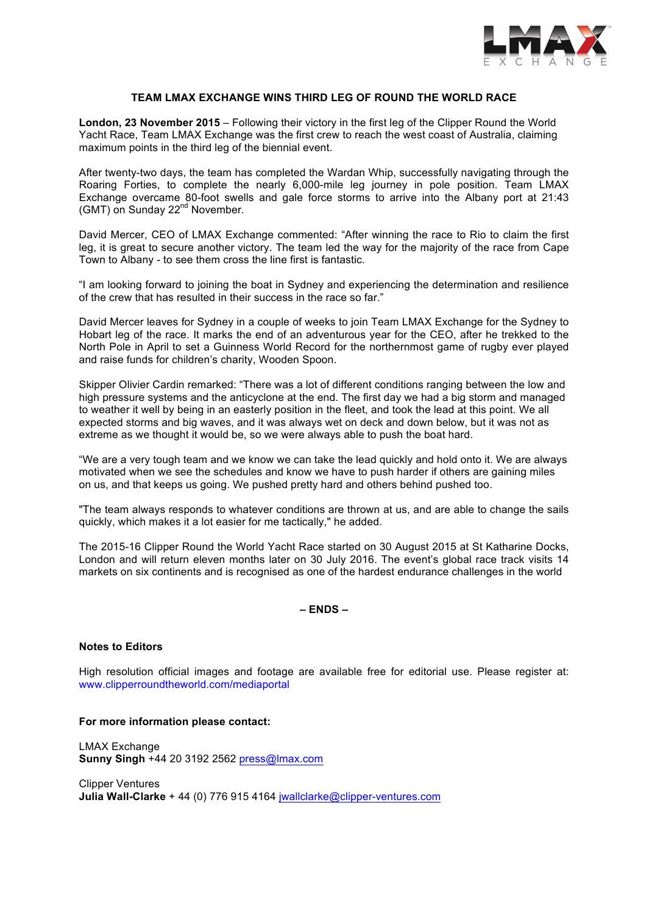# TEAM LMAX EXCHANGE WINS THIRD LEG OF ROUND THE WORLD RACE

**London, 23 November 2015** – Following their victory in the first leg of the Clipper Round the World Yacht Race, Team LMAX Exchange was the first crew to reach the west coast of Australia, claiming maximum points in the third leg of the biennial event.

After twenty-two days, the team has completed the Wardan Whip, successfully navigating through the Roaring Forties, to complete the nearly 6,000-mile leg journey in pole position. Team LMAX Exchange overcame 80-foot swells and gale force storms to arrive into the Albany port at 21:43 (GMT) on Sunday 22nd November.

David Mercer, CEO of LMAX Exchange commented: "After winning the race to Rio to claim the first leg, it is great to secure another victory. The team led the way for the majority of the race from Cape Town to Albany - to see them cross the line first is fantastic.

"I am looking forward to joining the boat in Sydney and experiencing the determination and resilience of the crew that has resulted in their success in the race so far."

David Mercer leaves for Sydney in a couple of weeks to join Team LMAX Exchange for the Sydney to Hobart leg of the race. It marks the end of an adventurous year for the CEO, after he trekked to the North Pole in April to set a Guinness World Record for the northernmost game of rugby ever played and raise funds for children's charity, Wooden Spoon.

Skipper Olivier Cardin remarked: "There was a lot of different conditions ranging between the low and high pressure systems and the anticyclone at the end. The first day we had a big storm and managed to weather it well by being in an easterly position in the fleet, and took the lead at this point. We all expected storms and big waves, and it was always wet on deck and down below, but it was not as extreme as we thought it would be, so we were always able to push the boat hard.

"We are a very tough team and we know we can take the lead quickly and hold onto it. We are always motivated when we see the schedules and know we have to push harder if others are gaining miles on us, and that keeps us going. We pushed pretty hard and others behind pushed too.

"The team always responds to whatever conditions are thrown at us, and are able to change the sails quickly, which makes it a lot easier for me tactically," he added.

The 2015-16 Clipper Round the World Yacht Race started on 30 August 2015 at St Katharine Docks, London and will return eleven months later on 30 July 2016. The event's global race track visits 14 markets on six continents and is recognised as one of the hardest endurance challenges in the world

**– ENDS –**

**Notes to Editors**

High resolution official images and footage are available free for editorial use. Please register at: www.clipperroundtheworld.com/mediaportal

**For more information please contact:**

LMAX Exchange
**Sunny Singh** +44 20 3192 2562 press@lmax.com

Clipper Ventures
**Julia Wall-Clarke** + 44 (0) 776 915 4164 jwallclarke@clipper-ventures.com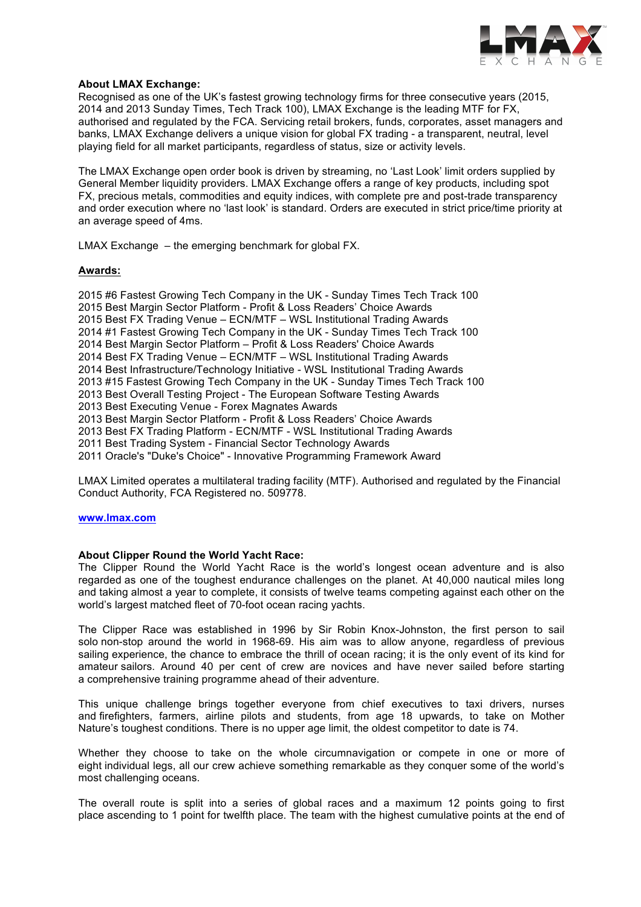**About LMAX Exchange:**
Recognised as one of the UK's fastest growing technology firms for three consecutive years (2015, 2014 and 2013 Sunday Times, Tech Track 100), LMAX Exchange is the leading MTF for FX, authorised and regulated by the FCA. Servicing retail brokers, funds, corporates, asset managers and banks, LMAX Exchange delivers a unique vision for global FX trading - a transparent, neutral, level playing field for all market participants, regardless of status, size or activity levels.

The LMAX Exchange open order book is driven by streaming, no 'Last Look' limit orders supplied by General Member liquidity providers. LMAX Exchange offers a range of key products, including spot FX, precious metals, commodities and equity indices, with complete pre and post-trade transparency and order execution where no 'last look' is standard. Orders are executed in strict price/time priority at an average speed of 4ms.

LMAX Exchange – the emerging benchmark for global FX.

**Awards:**

2015 #6 Fastest Growing Tech Company in the UK - Sunday Times Tech Track 100
2015 Best Margin Sector Platform - Profit & Loss Readers' Choice Awards
2015 Best FX Trading Venue – ECN/MTF – WSL Institutional Trading Awards
2014 #1 Fastest Growing Tech Company in the UK - Sunday Times Tech Track 100
2014 Best Margin Sector Platform – Profit & Loss Readers' Choice Awards
2014 Best FX Trading Venue – ECN/MTF – WSL Institutional Trading Awards
2014 Best Infrastructure/Technology Initiative - WSL Institutional Trading Awards
2013 #15 Fastest Growing Tech Company in the UK - Sunday Times Tech Track 100
2013 Best Overall Testing Project - The European Software Testing Awards
2013 Best Executing Venue - Forex Magnates Awards
2013 Best Margin Sector Platform - Profit & Loss Readers' Choice Awards
2013 Best FX Trading Platform - ECN/MTF - WSL Institutional Trading Awards
2011 Best Trading System - Financial Sector Technology Awards
2011 Oracle's "Duke's Choice" - Innovative Programming Framework Award

LMAX Limited operates a multilateral trading facility (MTF). Authorised and regulated by the Financial Conduct Authority, FCA Registered no. 509778.

**www.lmax.com**

**About Clipper Round the World Yacht Race:**
The Clipper Round the World Yacht Race is the world's longest ocean adventure and is also regarded as one of the toughest endurance challenges on the planet. At 40,000 nautical miles long and taking almost a year to complete, it consists of twelve teams competing against each other on the world's largest matched fleet of 70-foot ocean racing yachts.

The Clipper Race was established in 1996 by Sir Robin Knox-Johnston, the first person to sail solo non-stop around the world in 1968-69. His aim was to allow anyone, regardless of previous sailing experience, the chance to embrace the thrill of ocean racing; it is the only event of its kind for amateur sailors. Around 40 per cent of crew are novices and have never sailed before starting a comprehensive training programme ahead of their adventure.

This unique challenge brings together everyone from chief executives to taxi drivers, nurses and firefighters, farmers, airline pilots and students, from age 18 upwards, to take on Mother Nature's toughest conditions. There is no upper age limit, the oldest competitor to date is 74.

Whether they choose to take on the whole circumnavigation or compete in one or more of eight individual legs, all our crew achieve something remarkable as they conquer some of the world's most challenging oceans.

The overall route is split into a series of global races and a maximum 12 points going to first place ascending to 1 point for twelfth place. The team with the highest cumulative points at the end of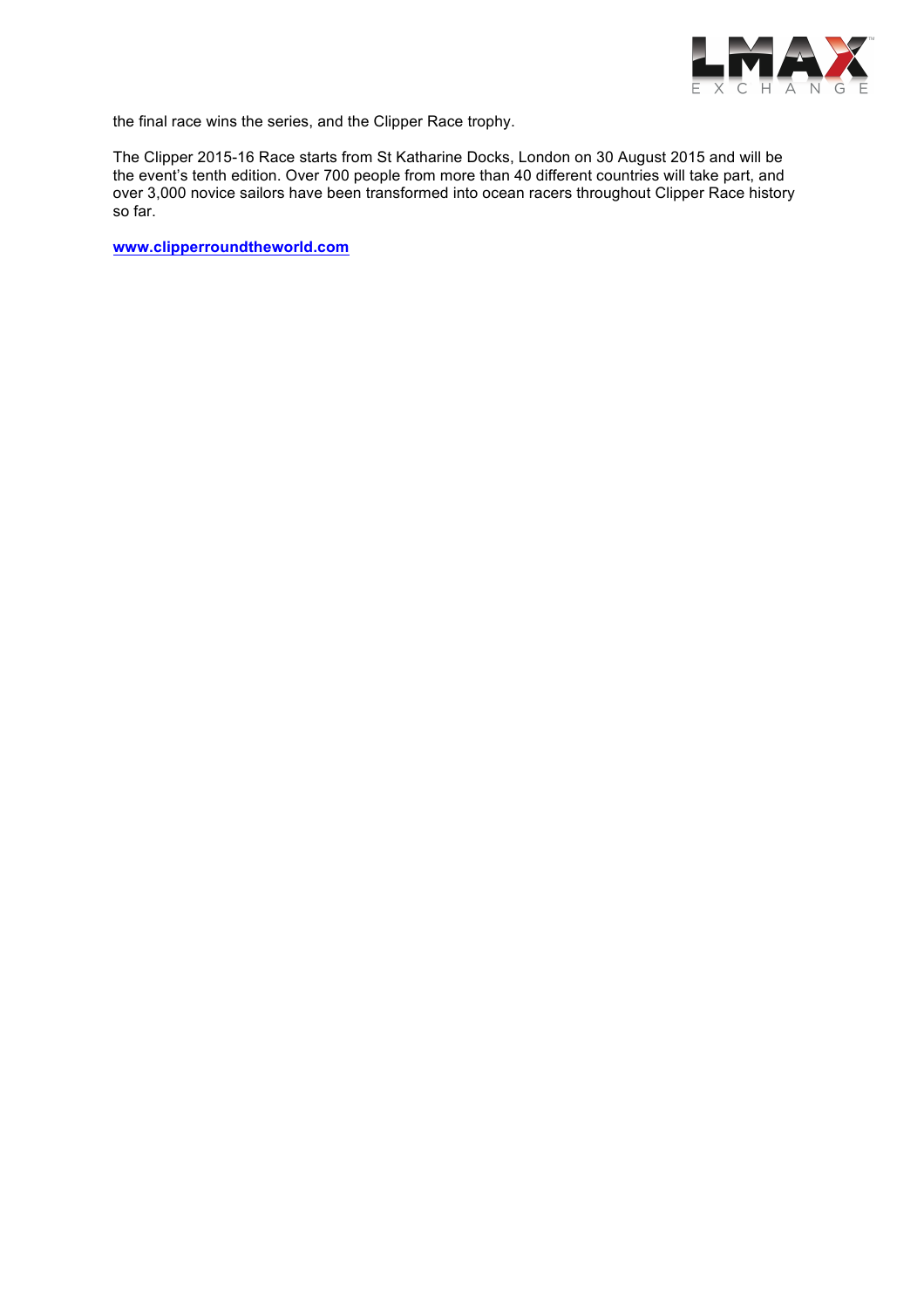the final race wins the series, and the Clipper Race trophy.

The Clipper 2015-16 Race starts from St Katharine Docks, London on 30 August 2015 and will be the event's tenth edition. Over 700 people from more than 40 different countries will take part, and over 3,000 novice sailors have been transformed into ocean racers throughout Clipper Race history so far.

**www.clipperroundtheworld.com**